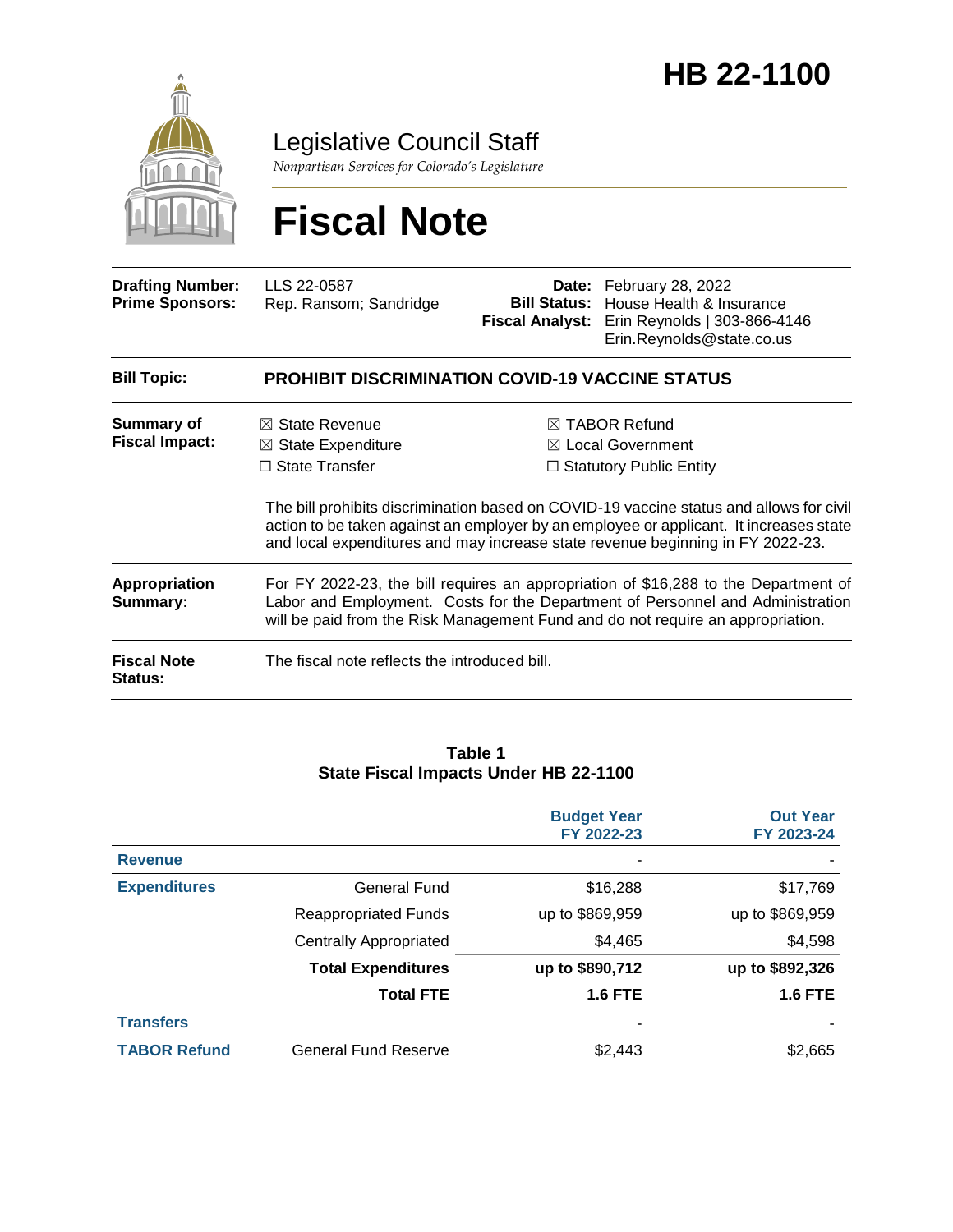# HB 22-1100

## Legislative Council Staff

*Nonpartisan Services for Colorado's Legislature*

# Fiscal Note

| | | | |
|---|---|---|---|
| **Drafting Number:** | LLS 22-0587 | **Date:** | February 28, 2022 |
| **Prime Sponsors:** | Rep. Ransom; Sandridge | **Bill Status:** | House Health & Insurance |
| | | **Fiscal Analyst:** | Erin Reynolds \| 303-866-4146<br>Erin.Reynolds@state.co.us |

**Bill Topic:** **PROHIBIT DISCRIMINATION COVID-19 VACCINE STATUS**

**Summary of Fiscal Impact:**

- ☒ State Revenue
- ☒ State Expenditure
- ☐ State Transfer
- ☒ TABOR Refund
- ☒ Local Government
- ☐ Statutory Public Entity

The bill prohibits discrimination based on COVID-19 vaccine status and allows for civil action to be taken against an employer by an employee or applicant. It increases state and local expenditures and may increase state revenue beginning in FY 2022-23.

**Appropriation Summary:** For FY 2022-23, the bill requires an appropriation of $16,288 to the Department of Labor and Employment. Costs for the Department of Personnel and Administration will be paid from the Risk Management Fund and do not require an appropriation.

**Fiscal Note Status:** The fiscal note reflects the introduced bill.

**Table 1**
**State Fiscal Impacts Under HB 22-1100**

| | | Budget Year FY 2022-23 | Out Year FY 2023-24 |
|---|---|---|---|
| **Revenue** | | - | - |
| **Expenditures** | General Fund | $16,288 | $17,769 |
| | Reappropriated Funds | up to $869,959 | up to $869,959 |
| | Centrally Appropriated | $4,465 | $4,598 |
| | **Total Expenditures** | **up to $890,712** | **up to $892,326** |
| | **Total FTE** | **1.6 FTE** | **1.6 FTE** |
| **Transfers** | | - | - |
| **TABOR Refund** | General Fund Reserve | $2,443 | $2,665 |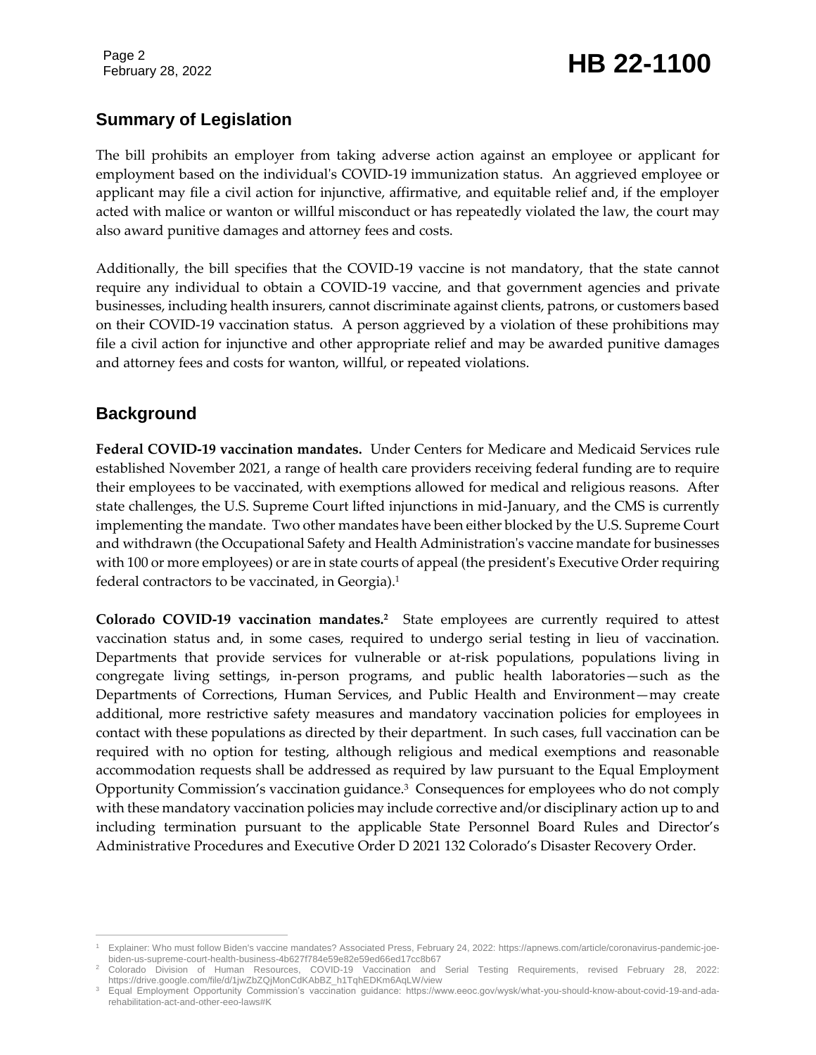## Summary of Legislation

The bill prohibits an employer from taking adverse action against an employee or applicant for employment based on the individual's COVID-19 immunization status. An aggrieved employee or applicant may file a civil action for injunctive, affirmative, and equitable relief and, if the employer acted with malice or wanton or willful misconduct or has repeatedly violated the law, the court may also award punitive damages and attorney fees and costs.

Additionally, the bill specifies that the COVID-19 vaccine is not mandatory, that the state cannot require any individual to obtain a COVID-19 vaccine, and that government agencies and private businesses, including health insurers, cannot discriminate against clients, patrons, or customers based on their COVID-19 vaccination status. A person aggrieved by a violation of these prohibitions may file a civil action for injunctive and other appropriate relief and may be awarded punitive damages and attorney fees and costs for wanton, willful, or repeated violations.

## Background

**Federal COVID-19 vaccination mandates.** Under Centers for Medicare and Medicaid Services rule established November 2021, a range of health care providers receiving federal funding are to require their employees to be vaccinated, with exemptions allowed for medical and religious reasons. After state challenges, the U.S. Supreme Court lifted injunctions in mid-January, and the CMS is currently implementing the mandate. Two other mandates have been either blocked by the U.S. Supreme Court and withdrawn (the Occupational Safety and Health Administration's vaccine mandate for businesses with 100 or more employees) or are in state courts of appeal (the president's Executive Order requiring federal contractors to be vaccinated, in Georgia).[1]

**Colorado COVID-19 vaccination mandates.[2]** State employees are currently required to attest vaccination status and, in some cases, required to undergo serial testing in lieu of vaccination. Departments that provide services for vulnerable or at-risk populations, populations living in congregate living settings, in-person programs, and public health laboratories—such as the Departments of Corrections, Human Services, and Public Health and Environment—may create additional, more restrictive safety measures and mandatory vaccination policies for employees in contact with these populations as directed by their department. In such cases, full vaccination can be required with no option for testing, although religious and medical exemptions and reasonable accommodation requests shall be addressed as required by law pursuant to the Equal Employment Opportunity Commission's vaccination guidance.[3] Consequences for employees who do not comply with these mandatory vaccination policies may include corrective and/or disciplinary action up to and including termination pursuant to the applicable State Personnel Board Rules and Director's Administrative Procedures and Executive Order D 2021 132 Colorado's Disaster Recovery Order.

---

[1] Explainer: Who must follow Biden's vaccine mandates? Associated Press, February 24, 2022: https://apnews.com/article/coronavirus-pandemic-joe-biden-us-supreme-court-health-business-4b627f784e59e82e59ed66ed17cc8b67

[2] Colorado Division of Human Resources, COVID-19 Vaccination and Serial Testing Requirements, revised February 28, 2022: https://drive.google.com/file/d/1jwZbZQjMonCdKAbBZ_h1TqhEDKm6AqLW/view

[3] Equal Employment Opportunity Commission's vaccination guidance: https://www.eeoc.gov/wysk/what-you-should-know-about-covid-19-and-ada-rehabilitation-act-and-other-eeo-laws#K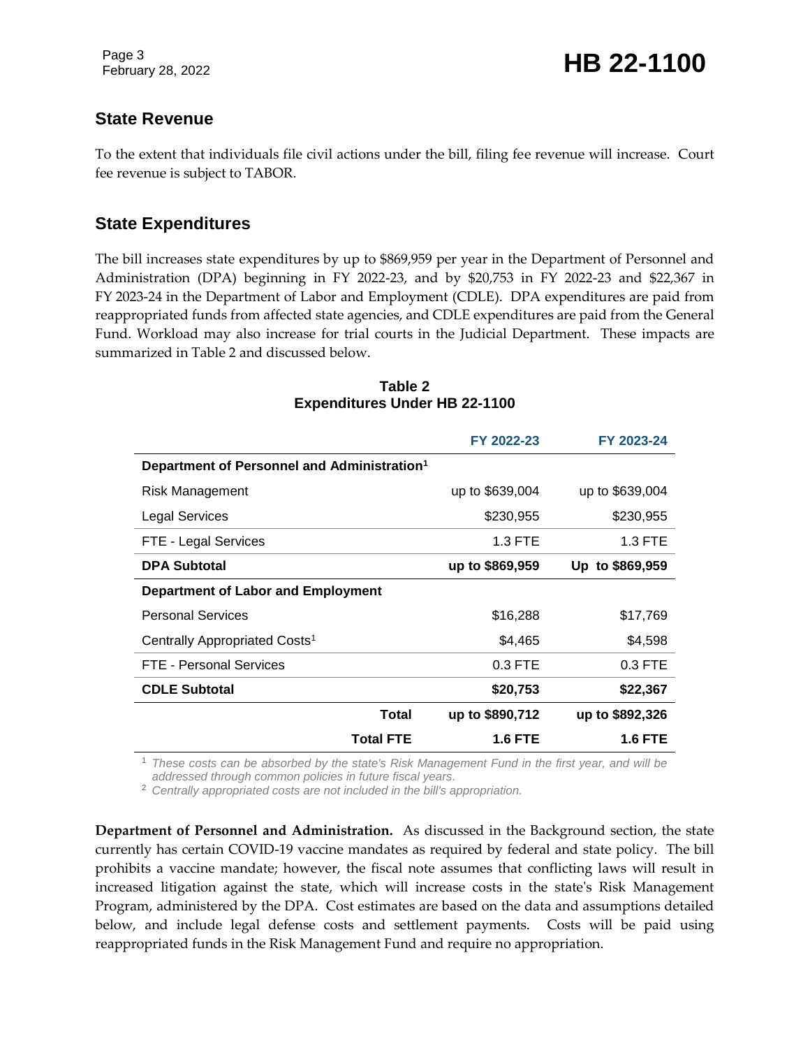## State Revenue

To the extent that individuals file civil actions under the bill, filing fee revenue will increase. Court fee revenue is subject to TABOR.

## State Expenditures

The bill increases state expenditures by up to $869,959 per year in the Department of Personnel and Administration (DPA) beginning in FY 2022-23, and by $20,753 in FY 2022-23 and $22,367 in FY 2023-24 in the Department of Labor and Employment (CDLE). DPA expenditures are paid from reappropriated funds from affected state agencies, and CDLE expenditures are paid from the General Fund. Workload may also increase for trial courts in the Judicial Department. These impacts are summarized in Table 2 and discussed below.

**Table 2**
**Expenditures Under HB 22-1100**

| | FY 2022-23 | FY 2023-24 |
|---|---|---|
| **Department of Personnel and Administration**[1] | | |
| Risk Management | up to $639,004 | up to $639,004 |
| Legal Services | $230,955 | $230,955 |
| FTE - Legal Services | 1.3 FTE | 1.3 FTE |
| **DPA Subtotal** | **up to $869,959** | **Up to $869,959** |
| **Department of Labor and Employment** | | |
| Personal Services | $16,288 | $17,769 |
| Centrally Appropriated Costs[1] | $4,465 | $4,598 |
| FTE - Personal Services | 0.3 FTE | 0.3 FTE |
| **CDLE Subtotal** | **$20,753** | **$22,367** |
| **Total** | **up to $890,712** | **up to $892,326** |
| **Total FTE** | **1.6 FTE** | **1.6 FTE** |

[1] *These costs can be absorbed by the state's Risk Management Fund in the first year, and will be addressed through common policies in future fiscal years.*
[2] *Centrally appropriated costs are not included in the bill's appropriation.*

**Department of Personnel and Administration.** As discussed in the Background section, the state currently has certain COVID-19 vaccine mandates as required by federal and state policy. The bill prohibits a vaccine mandate; however, the fiscal note assumes that conflicting laws will result in increased litigation against the state, which will increase costs in the state's Risk Management Program, administered by the DPA. Cost estimates are based on the data and assumptions detailed below, and include legal defense costs and settlement payments. Costs will be paid using reappropriated funds in the Risk Management Fund and require no appropriation.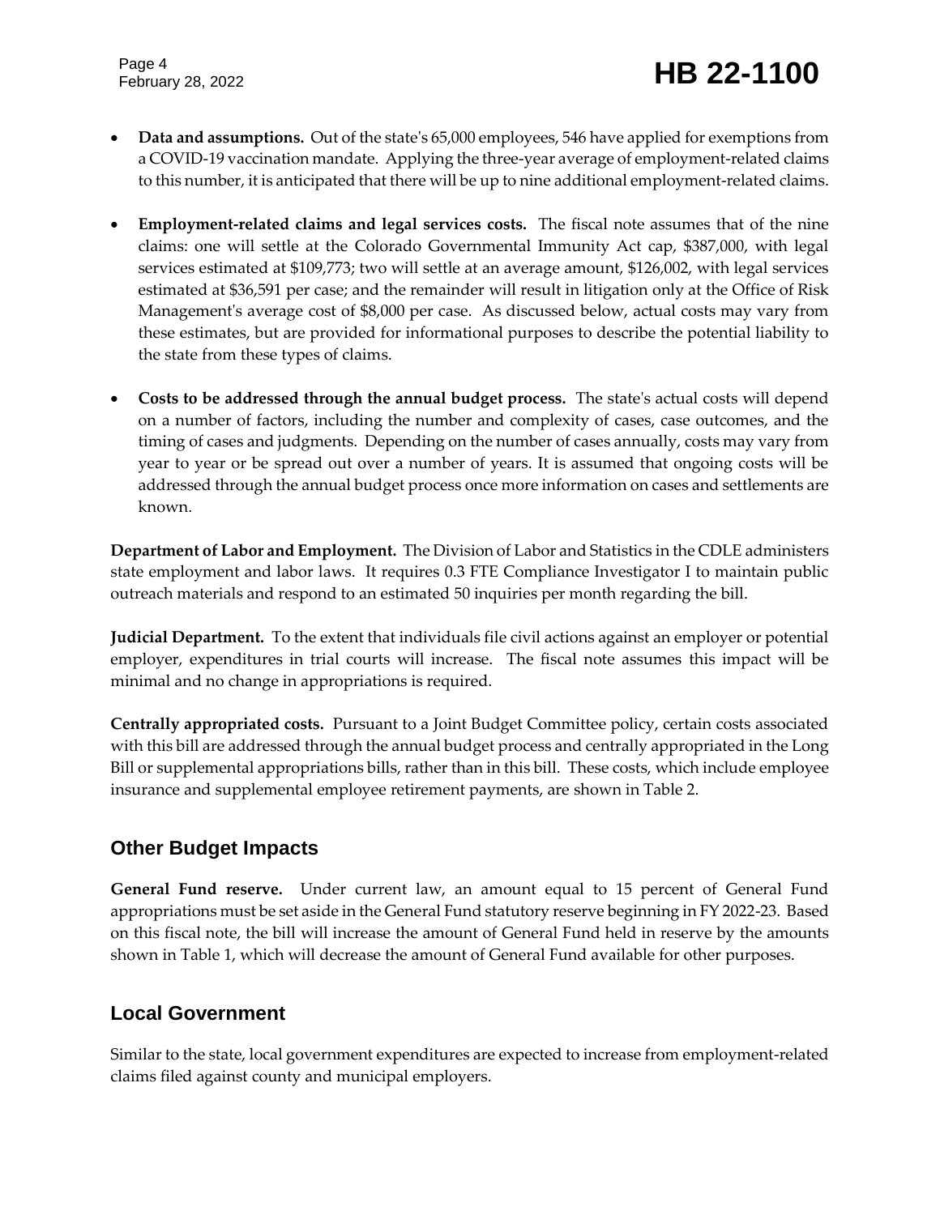- **Data and assumptions.** Out of the state's 65,000 employees, 546 have applied for exemptions from a COVID-19 vaccination mandate. Applying the three-year average of employment-related claims to this number, it is anticipated that there will be up to nine additional employment-related claims.

- **Employment-related claims and legal services costs.** The fiscal note assumes that of the nine claims: one will settle at the Colorado Governmental Immunity Act cap, $387,000, with legal services estimated at $109,773; two will settle at an average amount, $126,002, with legal services estimated at $36,591 per case; and the remainder will result in litigation only at the Office of Risk Management's average cost of $8,000 per case. As discussed below, actual costs may vary from these estimates, but are provided for informational purposes to describe the potential liability to the state from these types of claims.

- **Costs to be addressed through the annual budget process.** The state's actual costs will depend on a number of factors, including the number and complexity of cases, case outcomes, and the timing of cases and judgments. Depending on the number of cases annually, costs may vary from year to year or be spread out over a number of years. It is assumed that ongoing costs will be addressed through the annual budget process once more information on cases and settlements are known.

**Department of Labor and Employment.** The Division of Labor and Statistics in the CDLE administers state employment and labor laws. It requires 0.3 FTE Compliance Investigator I to maintain public outreach materials and respond to an estimated 50 inquiries per month regarding the bill.

**Judicial Department.** To the extent that individuals file civil actions against an employer or potential employer, expenditures in trial courts will increase. The fiscal note assumes this impact will be minimal and no change in appropriations is required.

**Centrally appropriated costs.** Pursuant to a Joint Budget Committee policy, certain costs associated with this bill are addressed through the annual budget process and centrally appropriated in the Long Bill or supplemental appropriations bills, rather than in this bill. These costs, which include employee insurance and supplemental employee retirement payments, are shown in Table 2.

## Other Budget Impacts

**General Fund reserve.** Under current law, an amount equal to 15 percent of General Fund appropriations must be set aside in the General Fund statutory reserve beginning in FY 2022-23. Based on this fiscal note, the bill will increase the amount of General Fund held in reserve by the amounts shown in Table 1, which will decrease the amount of General Fund available for other purposes.

## Local Government

Similar to the state, local government expenditures are expected to increase from employment-related claims filed against county and municipal employers.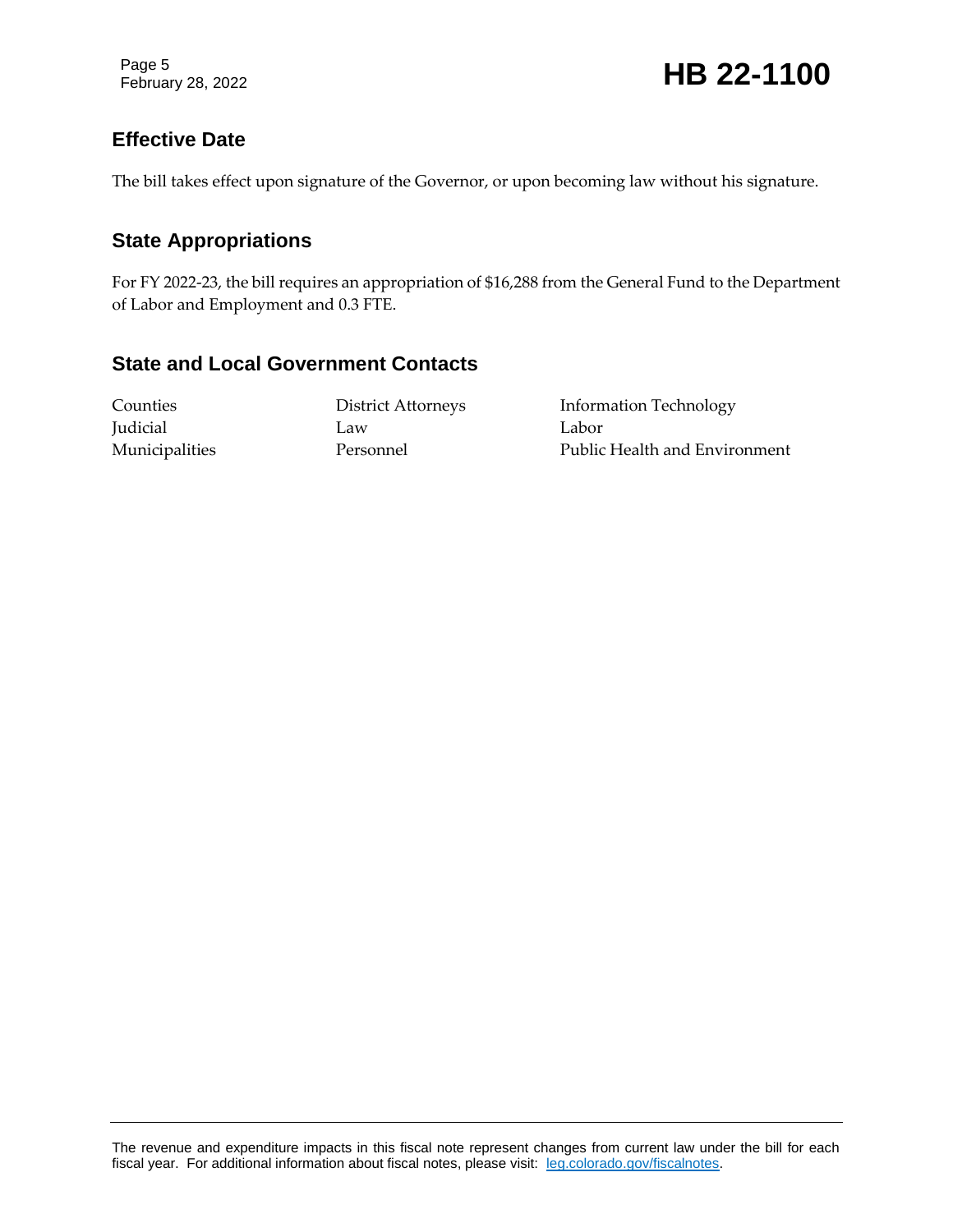## Effective Date

The bill takes effect upon signature of the Governor, or upon becoming law without his signature.

## State Appropriations

For FY 2022-23, the bill requires an appropriation of $16,288 from the General Fund to the Department of Labor and Employment and 0.3 FTE.

## State and Local Government Contacts

| | | |
|---|---|---|
| Counties | District Attorneys | Information Technology |
| Judicial | Law | Labor |
| Municipalities | Personnel | Public Health and Environment |

The revenue and expenditure impacts in this fiscal note represent changes from current law under the bill for each fiscal year. For additional information about fiscal notes, please visit: leg.colorado.gov/fiscalnotes.